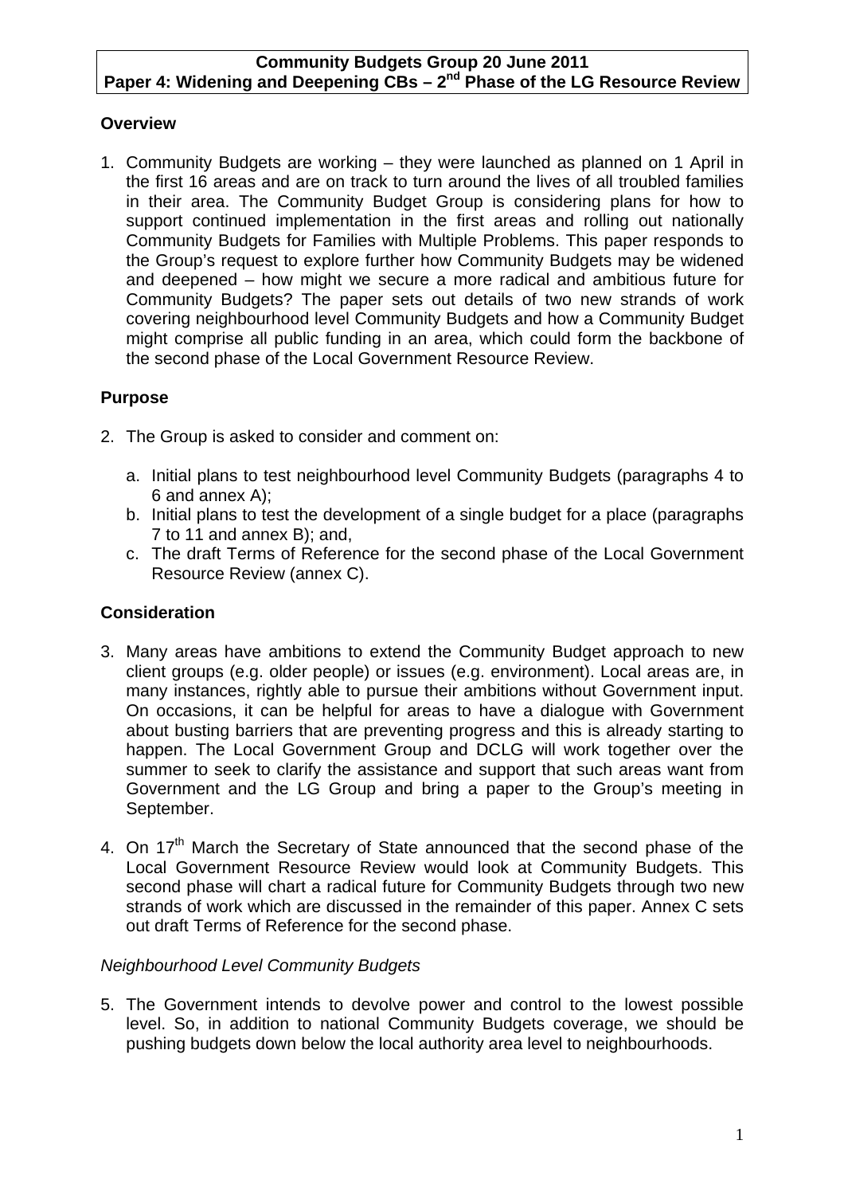**Community Budgets Group 20 June 2011**
**Paper 4: Widening and Deepening CBs – 2nd Phase of the LG Resource Review**

## Overview

1. Community Budgets are working – they were launched as planned on 1 April in the first 16 areas and are on track to turn around the lives of all troubled families in their area. The Community Budget Group is considering plans for how to support continued implementation in the first areas and rolling out nationally Community Budgets for Families with Multiple Problems. This paper responds to the Group's request to explore further how Community Budgets may be widened and deepened – how might we secure a more radical and ambitious future for Community Budgets? The paper sets out details of two new strands of work covering neighbourhood level Community Budgets and how a Community Budget might comprise all public funding in an area, which could form the backbone of the second phase of the Local Government Resource Review.

## Purpose

2. The Group is asked to consider and comment on:

   a. Initial plans to test neighbourhood level Community Budgets (paragraphs 4 to 6 and annex A);
   b. Initial plans to test the development of a single budget for a place (paragraphs 7 to 11 and annex B); and,
   c. The draft Terms of Reference for the second phase of the Local Government Resource Review (annex C).

## Consideration

3. Many areas have ambitions to extend the Community Budget approach to new client groups (e.g. older people) or issues (e.g. environment). Local areas are, in many instances, rightly able to pursue their ambitions without Government input. On occasions, it can be helpful for areas to have a dialogue with Government about busting barriers that are preventing progress and this is already starting to happen. The Local Government Group and DCLG will work together over the summer to seek to clarify the assistance and support that such areas want from Government and the LG Group and bring a paper to the Group's meeting in September.

4. On 17th March the Secretary of State announced that the second phase of the Local Government Resource Review would look at Community Budgets. This second phase will chart a radical future for Community Budgets through two new strands of work which are discussed in the remainder of this paper. Annex C sets out draft Terms of Reference for the second phase.

*Neighbourhood Level Community Budgets*

5. The Government intends to devolve power and control to the lowest possible level. So, in addition to national Community Budgets coverage, we should be pushing budgets down below the local authority area level to neighbourhoods.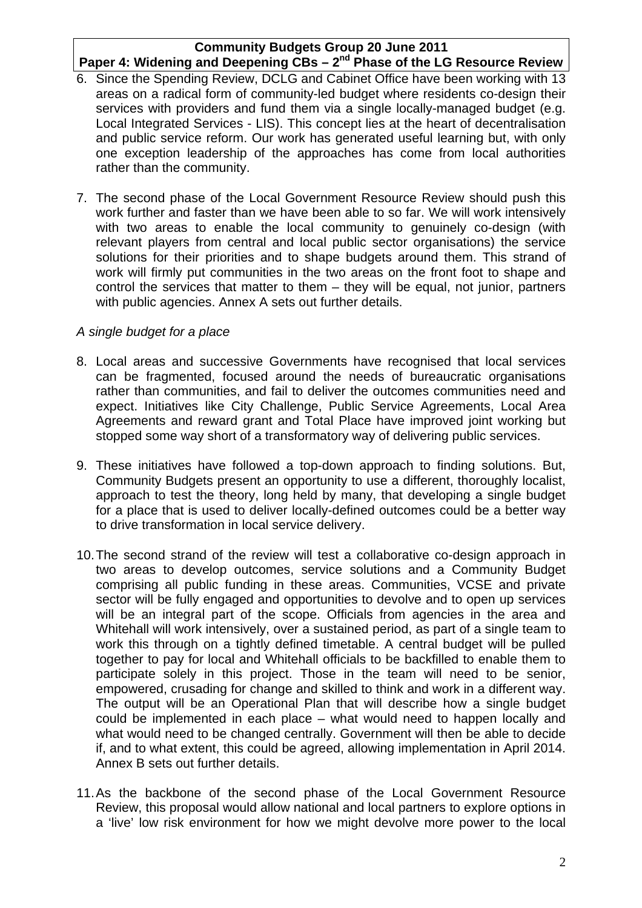6. Since the Spending Review, DCLG and Cabinet Office have been working with 13 areas on a radical form of community-led budget where residents co-design their services with providers and fund them via a single locally-managed budget (e.g. Local Integrated Services - LIS). This concept lies at the heart of decentralisation and public service reform. Our work has generated useful learning but, with only one exception leadership of the approaches has come from local authorities rather than the community.

7. The second phase of the Local Government Resource Review should push this work further and faster than we have been able to so far. We will work intensively with two areas to enable the local community to genuinely co-design (with relevant players from central and local public sector organisations) the service solutions for their priorities and to shape budgets around them. This strand of work will firmly put communities in the two areas on the front foot to shape and control the services that matter to them – they will be equal, not junior, partners with public agencies. Annex A sets out further details.

*A single budget for a place*

8. Local areas and successive Governments have recognised that local services can be fragmented, focused around the needs of bureaucratic organisations rather than communities, and fail to deliver the outcomes communities need and expect. Initiatives like City Challenge, Public Service Agreements, Local Area Agreements and reward grant and Total Place have improved joint working but stopped some way short of a transformatory way of delivering public services.

9. These initiatives have followed a top-down approach to finding solutions. But, Community Budgets present an opportunity to use a different, thoroughly localist, approach to test the theory, long held by many, that developing a single budget for a place that is used to deliver locally-defined outcomes could be a better way to drive transformation in local service delivery.

10. The second strand of the review will test a collaborative co-design approach in two areas to develop outcomes, service solutions and a Community Budget comprising all public funding in these areas. Communities, VCSE and private sector will be fully engaged and opportunities to devolve and to open up services will be an integral part of the scope. Officials from agencies in the area and Whitehall will work intensively, over a sustained period, as part of a single team to work this through on a tightly defined timetable. A central budget will be pulled together to pay for local and Whitehall officials to be backfilled to enable them to participate solely in this project. Those in the team will need to be senior, empowered, crusading for change and skilled to think and work in a different way. The output will be an Operational Plan that will describe how a single budget could be implemented in each place – what would need to happen locally and what would need to be changed centrally. Government will then be able to decide if, and to what extent, this could be agreed, allowing implementation in April 2014. Annex B sets out further details.

11. As the backbone of the second phase of the Local Government Resource Review, this proposal would allow national and local partners to explore options in a 'live' low risk environment for how we might devolve more power to the local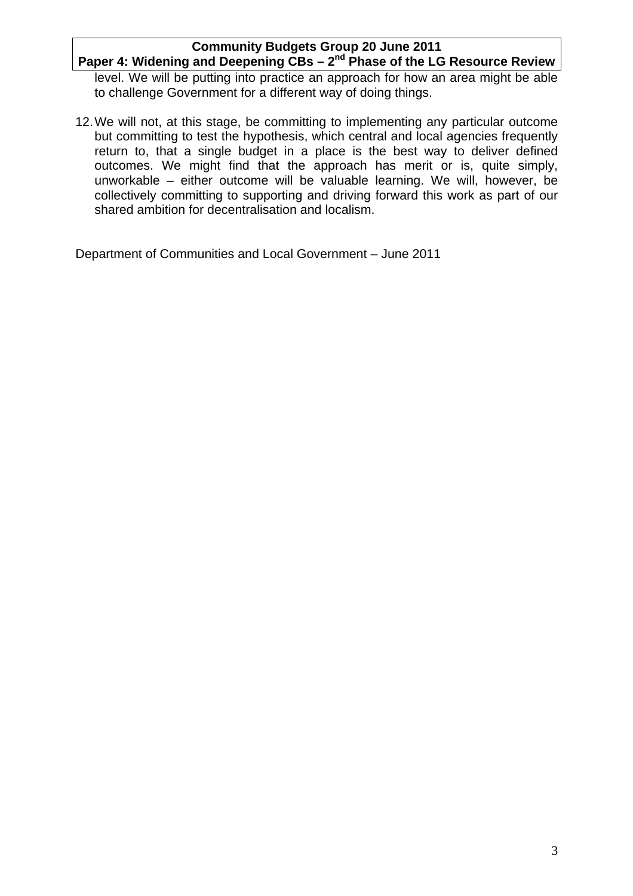level. We will be putting into practice an approach for how an area might be able to challenge Government for a different way of doing things.

12. We will not, at this stage, be committing to implementing any particular outcome but committing to test the hypothesis, which central and local agencies frequently return to, that a single budget in a place is the best way to deliver defined outcomes. We might find that the approach has merit or is, quite simply, unworkable – either outcome will be valuable learning. We will, however, be collectively committing to supporting and driving forward this work as part of our shared ambition for decentralisation and localism.

Department of Communities and Local Government – June 2011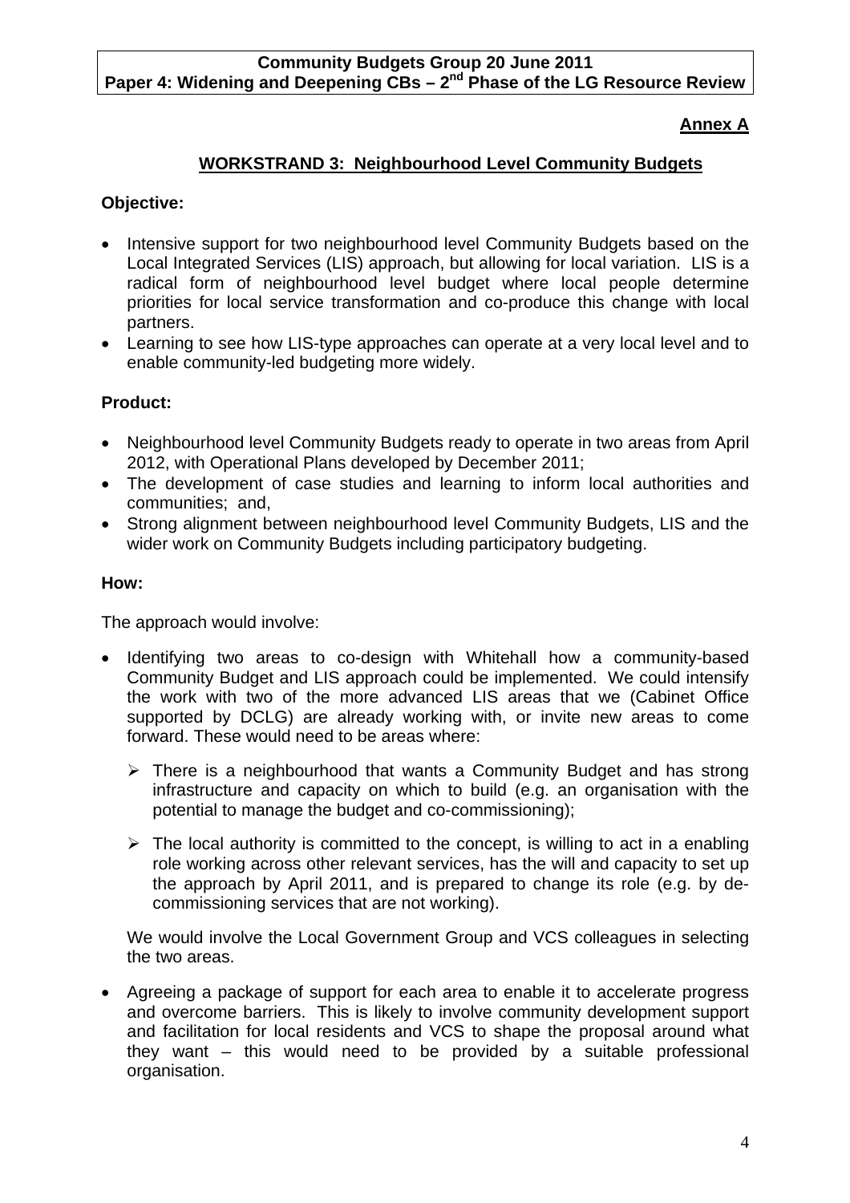**Annex A**

## WORKSTRAND 3: Neighbourhood Level Community Budgets

**Objective:**

- Intensive support for two neighbourhood level Community Budgets based on the Local Integrated Services (LIS) approach, but allowing for local variation. LIS is a radical form of neighbourhood level budget where local people determine priorities for local service transformation and co-produce this change with local partners.
- Learning to see how LIS-type approaches can operate at a very local level and to enable community-led budgeting more widely.

**Product:**

- Neighbourhood level Community Budgets ready to operate in two areas from April 2012, with Operational Plans developed by December 2011;
- The development of case studies and learning to inform local authorities and communities; and,
- Strong alignment between neighbourhood level Community Budgets, LIS and the wider work on Community Budgets including participatory budgeting.

**How:**

The approach would involve:

- Identifying two areas to co-design with Whitehall how a community-based Community Budget and LIS approach could be implemented. We could intensify the work with two of the more advanced LIS areas that we (Cabinet Office supported by DCLG) are already working with, or invite new areas to come forward. These would need to be areas where:
  - There is a neighbourhood that wants a Community Budget and has strong infrastructure and capacity on which to build (e.g. an organisation with the potential to manage the budget and co-commissioning);
  - The local authority is committed to the concept, is willing to act in a enabling role working across other relevant services, has the will and capacity to set up the approach by April 2011, and is prepared to change its role (e.g. by de-commissioning services that are not working).

  We would involve the Local Government Group and VCS colleagues in selecting the two areas.

- Agreeing a package of support for each area to enable it to accelerate progress and overcome barriers. This is likely to involve community development support and facilitation for local residents and VCS to shape the proposal around what they want – this would need to be provided by a suitable professional organisation.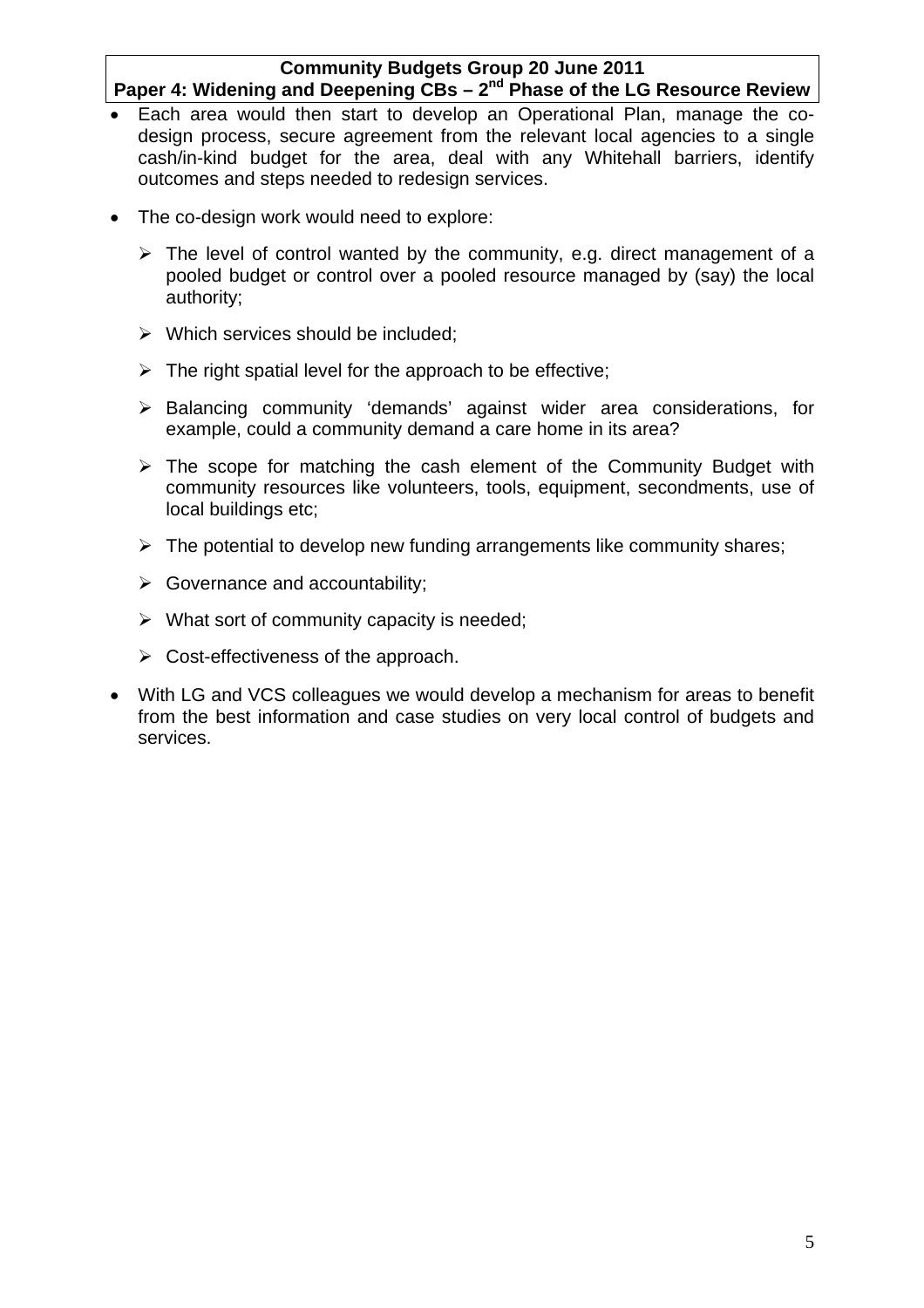- Each area would then start to develop an Operational Plan, manage the co-design process, secure agreement from the relevant local agencies to a single cash/in-kind budget for the area, deal with any Whitehall barriers, identify outcomes and steps needed to redesign services.

- The co-design work would need to explore:

  - The level of control wanted by the community, e.g. direct management of a pooled budget or control over a pooled resource managed by (say) the local authority;

  - Which services should be included;

  - The right spatial level for the approach to be effective;

  - Balancing community 'demands' against wider area considerations, for example, could a community demand a care home in its area?

  - The scope for matching the cash element of the Community Budget with community resources like volunteers, tools, equipment, secondments, use of local buildings etc;

  - The potential to develop new funding arrangements like community shares;

  - Governance and accountability;

  - What sort of community capacity is needed;

  - Cost-effectiveness of the approach.

- With LG and VCS colleagues we would develop a mechanism for areas to benefit from the best information and case studies on very local control of budgets and services.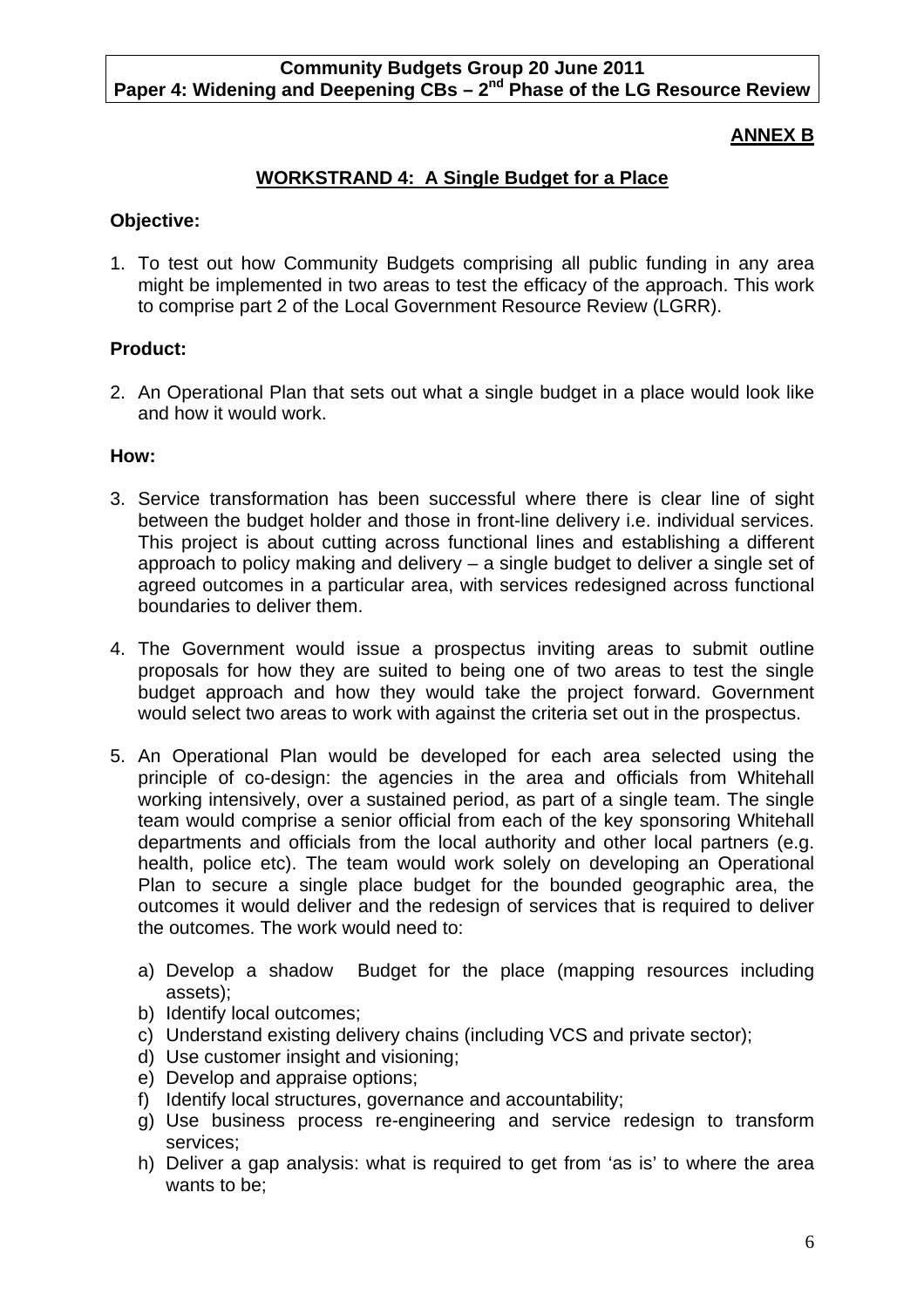**Community Budgets Group 20 June 2011**
**Paper 4: Widening and Deepening CBs – 2nd Phase of the LG Resource Review**

**ANNEX B**

## WORKSTRAND 4: A Single Budget for a Place

**Objective:**

1. To test out how Community Budgets comprising all public funding in any area might be implemented in two areas to test the efficacy of the approach. This work to comprise part 2 of the Local Government Resource Review (LGRR).

**Product:**

2. An Operational Plan that sets out what a single budget in a place would look like and how it would work.

**How:**

3. Service transformation has been successful where there is clear line of sight between the budget holder and those in front-line delivery i.e. individual services. This project is about cutting across functional lines and establishing a different approach to policy making and delivery – a single budget to deliver a single set of agreed outcomes in a particular area, with services redesigned across functional boundaries to deliver them.

4. The Government would issue a prospectus inviting areas to submit outline proposals for how they are suited to being one of two areas to test the single budget approach and how they would take the project forward. Government would select two areas to work with against the criteria set out in the prospectus.

5. An Operational Plan would be developed for each area selected using the principle of co-design: the agencies in the area and officials from Whitehall working intensively, over a sustained period, as part of a single team. The single team would comprise a senior official from each of the key sponsoring Whitehall departments and officials from the local authority and other local partners (e.g. health, police etc). The team would work solely on developing an Operational Plan to secure a single place budget for the bounded geographic area, the outcomes it would deliver and the redesign of services that is required to deliver the outcomes. The work would need to:

   a) Develop a shadow Budget for the place (mapping resources including assets);
   b) Identify local outcomes;
   c) Understand existing delivery chains (including VCS and private sector);
   d) Use customer insight and visioning;
   e) Develop and appraise options;
   f) Identify local structures, governance and accountability;
   g) Use business process re-engineering and service redesign to transform services;
   h) Deliver a gap analysis: what is required to get from 'as is' to where the area wants to be;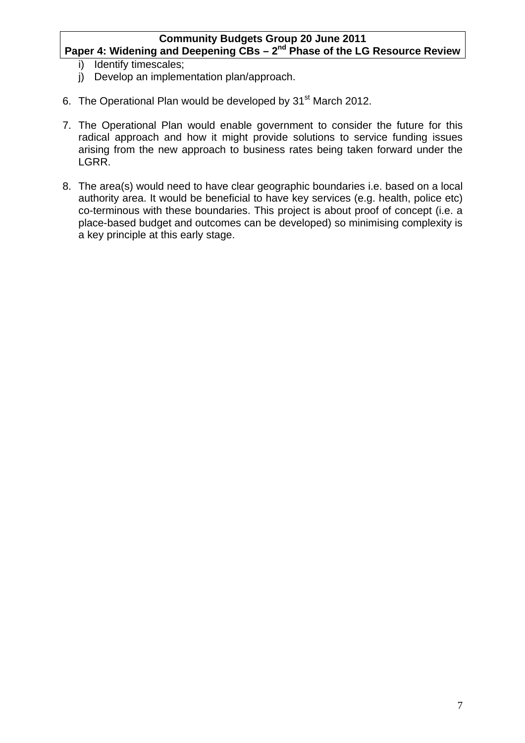i) Identify timescales;
j) Develop an implementation plan/approach.

6. The Operational Plan would be developed by 31st March 2012.

7. The Operational Plan would enable government to consider the future for this radical approach and how it might provide solutions to service funding issues arising from the new approach to business rates being taken forward under the LGRR.

8. The area(s) would need to have clear geographic boundaries i.e. based on a local authority area. It would be beneficial to have key services (e.g. health, police etc) co-terminous with these boundaries. This project is about proof of concept (i.e. a place-based budget and outcomes can be developed) so minimising complexity is a key principle at this early stage.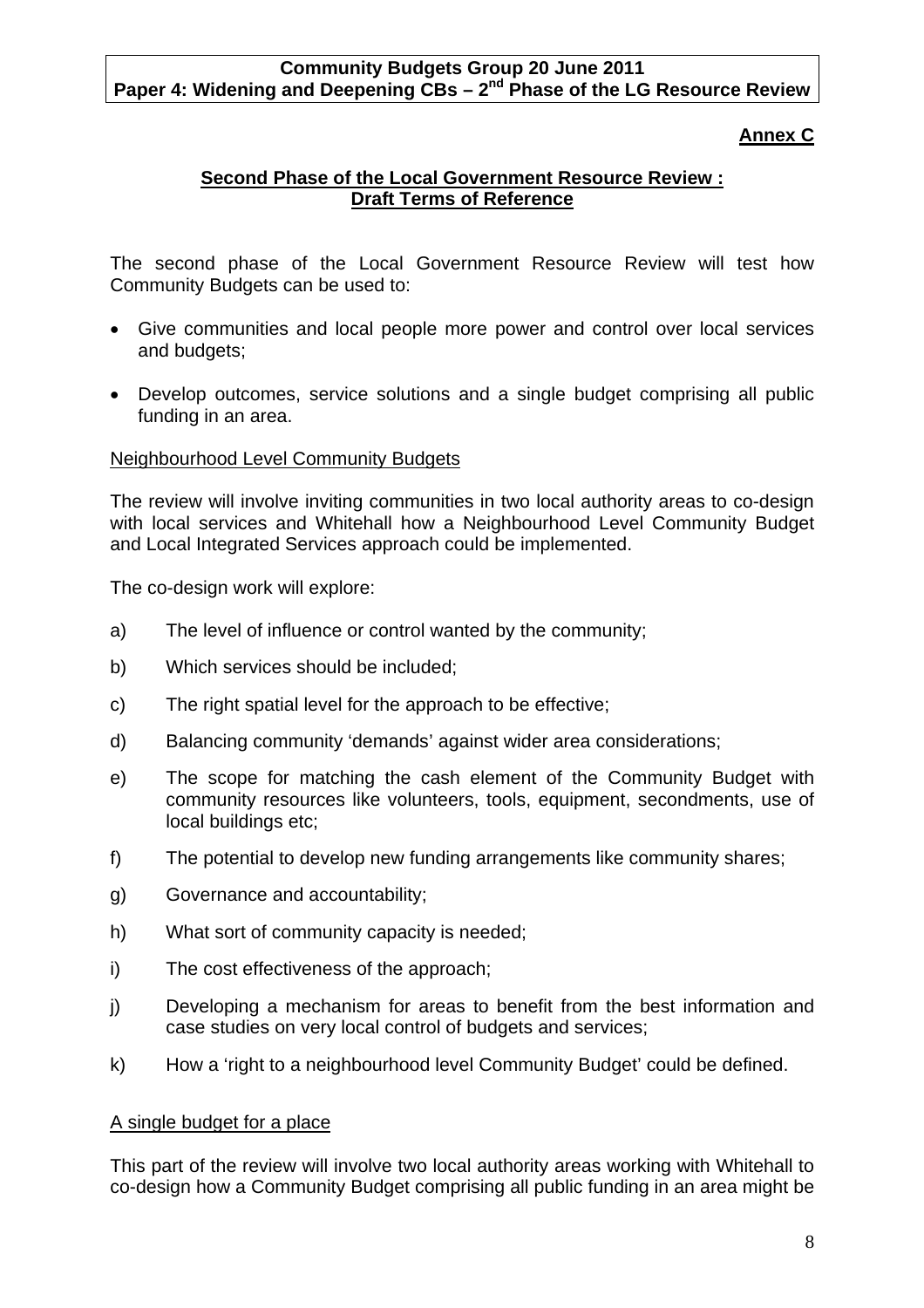**Community Budgets Group 20 June 2011**
**Paper 4: Widening and Deepening CBs – 2nd Phase of the LG Resource Review**

**Annex C**

## Second Phase of the Local Government Resource Review : Draft Terms of Reference

The second phase of the Local Government Resource Review will test how Community Budgets can be used to:

- Give communities and local people more power and control over local services and budgets;
- Develop outcomes, service solutions and a single budget comprising all public funding in an area.

### Neighbourhood Level Community Budgets

The review will involve inviting communities in two local authority areas to co-design with local services and Whitehall how a Neighbourhood Level Community Budget and Local Integrated Services approach could be implemented.

The co-design work will explore:

a) The level of influence or control wanted by the community;

b) Which services should be included;

c) The right spatial level for the approach to be effective;

d) Balancing community 'demands' against wider area considerations;

e) The scope for matching the cash element of the Community Budget with community resources like volunteers, tools, equipment, secondments, use of local buildings etc;

f) The potential to develop new funding arrangements like community shares;

g) Governance and accountability;

h) What sort of community capacity is needed;

i) The cost effectiveness of the approach;

j) Developing a mechanism for areas to benefit from the best information and case studies on very local control of budgets and services;

k) How a 'right to a neighbourhood level Community Budget' could be defined.

### A single budget for a place

This part of the review will involve two local authority areas working with Whitehall to co-design how a Community Budget comprising all public funding in an area might be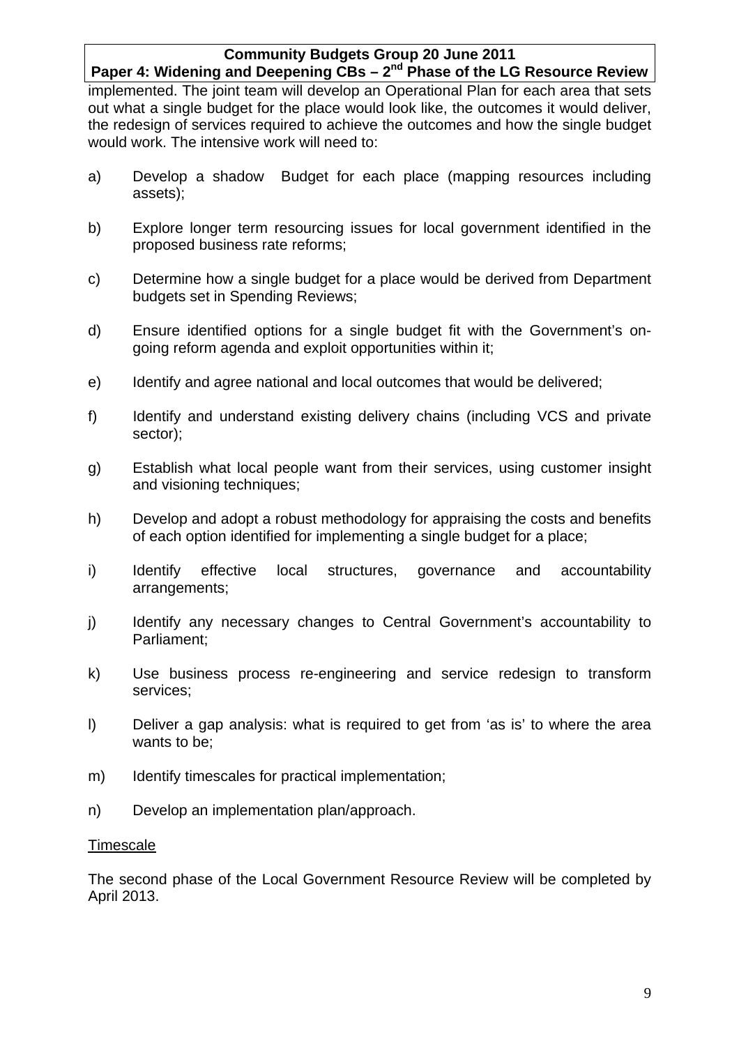implemented. The joint team will develop an Operational Plan for each area that sets out what a single budget for the place would look like, the outcomes it would deliver, the redesign of services required to achieve the outcomes and how the single budget would work. The intensive work will need to:

a) Develop a shadow Budget for each place (mapping resources including assets);

b) Explore longer term resourcing issues for local government identified in the proposed business rate reforms;

c) Determine how a single budget for a place would be derived from Department budgets set in Spending Reviews;

d) Ensure identified options for a single budget fit with the Government's on-going reform agenda and exploit opportunities within it;

e) Identify and agree national and local outcomes that would be delivered;

f) Identify and understand existing delivery chains (including VCS and private sector);

g) Establish what local people want from their services, using customer insight and visioning techniques;

h) Develop and adopt a robust methodology for appraising the costs and benefits of each option identified for implementing a single budget for a place;

i) Identify effective local structures, governance and accountability arrangements;

j) Identify any necessary changes to Central Government's accountability to Parliament;

k) Use business process re-engineering and service redesign to transform services;

l) Deliver a gap analysis: what is required to get from 'as is' to where the area wants to be;

m) Identify timescales for practical implementation;

n) Develop an implementation plan/approach.

<u>Timescale</u>

The second phase of the Local Government Resource Review will be completed by April 2013.